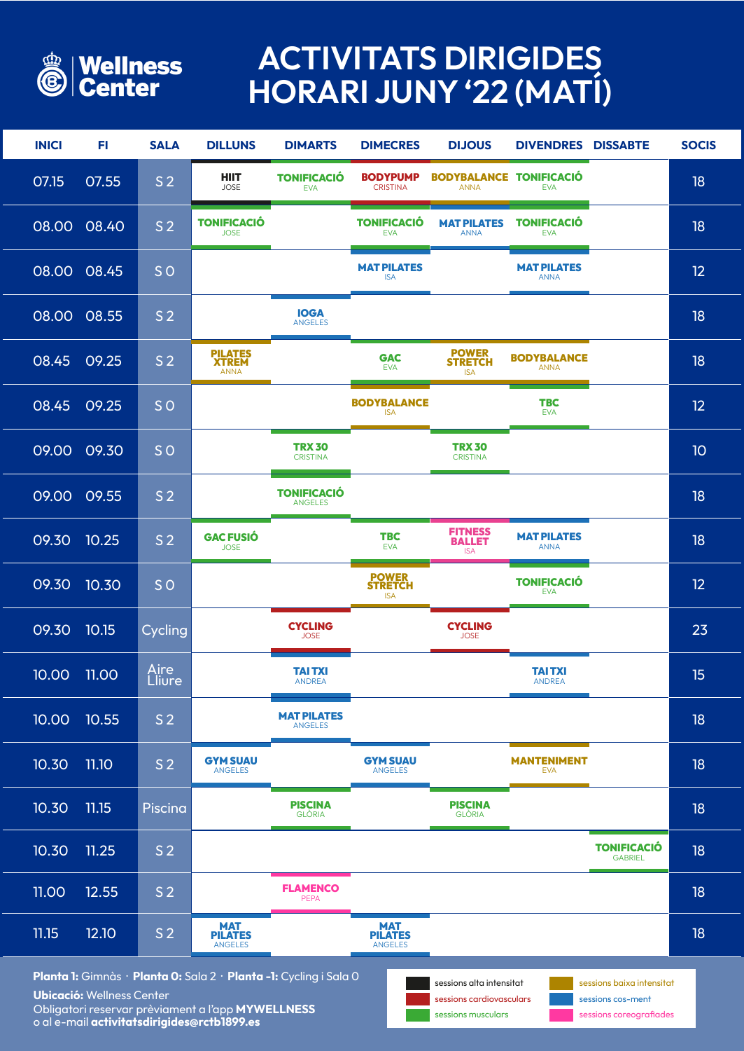**Wellness Center**

# ACTIVITATS DIRIGIDES HORARI JUNY '22 (MATÍ)

| INICI | FI | SALA | DILLUNS | DIMARTS | DIMECRES | DIJOUS | DIVENDRES | DISSABTE | SOCIS |
|---|---|---|---|---|---|---|---|---|---|
| 07.15 | 07.55 | S 2 | HIIT JOSE | TONIFICACIÓ EVA | BODYPUMP CRISTINA | BODYBALANCE ANNA | TONIFICACIÓ EVA | | 18 |
| 08.00 | 08.40 | S 2 | TONIFICACIÓ JOSE | | TONIFICACIÓ EVA | MAT PILATES ANNA | TONIFICACIÓ EVA | | 18 |
| 08.00 | 08.45 | S 0 | | | MAT PILATES ISA | | MAT PILATES ANNA | | 12 |
| 08.00 | 08.55 | S 2 | | IOGA ANGELES | | | | | 18 |
| 08.45 | 09.25 | S 2 | PILATES XTREM ANNA | | GAC EVA | POWER STRETCH ISA | BODYBALANCE ANNA | | 18 |
| 08.45 | 09.25 | S 0 | | | BODYBALANCE ISA | | TBC EVA | | 12 |
| 09.00 | 09.30 | S 0 | | TRX 30 CRISTINA | | TRX 30 CRISTINA | | | 10 |
| 09.00 | 09.55 | S 2 | | TONIFICACIÓ ANGELES | | | | | 18 |
| 09.30 | 10.25 | S 2 | GAC FUSIÓ JOSE | | TBC EVA | FITNESS BALLET ISA | MAT PILATES ANNA | | 18 |
| 09.30 | 10.30 | S 0 | | | POWER STRETCH ISA | | TONIFICACIÓ EVA | | 12 |
| 09.30 | 10.15 | Cycling | | CYCLING JOSE | | CYCLING JOSE | | | 23 |
| 10.00 | 11.00 | Aire Lliure | | TAI TXI ANDREA | | | TAI TXI ANDREA | | 15 |
| 10.00 | 10.55 | S 2 | | MAT PILATES ANGELES | | | | | 18 |
| 10.30 | 11.10 | S 2 | GYM SUAU ANGELES | | GYM SUAU ANGELES | | MANTENIMENT EVA | | 18 |
| 10.30 | 11.15 | Piscina | | PISCINA GLÒRIA | | PISCINA GLÒRIA | | | 18 |
| 10.30 | 11.25 | S 2 | | | | | | TONIFICACIÓ GABRIEL | 18 |
| 11.00 | 12.55 | S 2 | | FLAMENCO PEPA | | | | | 18 |
| 11.15 | 12.10 | S 2 | MAT PILATES ANGELES | | MAT PILATES ANGELES | | | | 18 |

**Planta 1:** Gimnàs · **Planta 0:** Sala 2 · **Planta -1:** Cycling i Sala 0

**Ubicació:** Wellness Center

Obligatori reservar prèviament a l'app **MYWELLNESS** o al e-mail **activitatsdirigides@rctb1899.es**

- sessions alta intensitat
- sessions cardiovasculars
- sessions musculars
- sessions baixa intensitat
- sessions cos-ment
- sessions coreografiades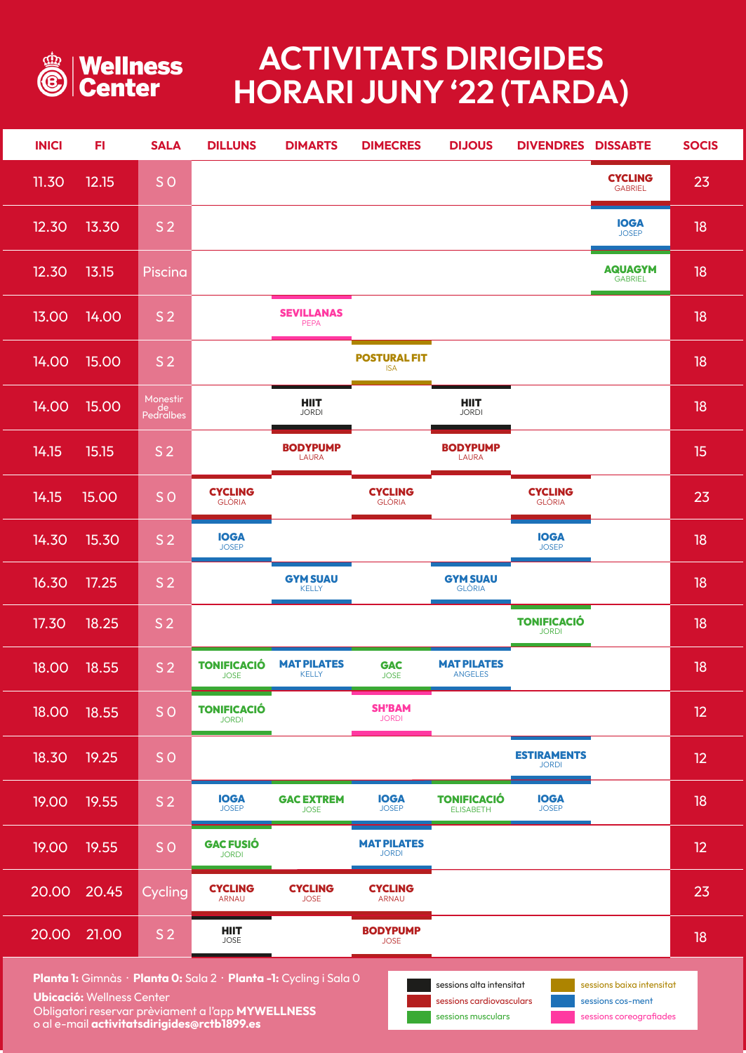# Wellness Center

# ACTIVITATS DIRIGIDES HORARI JUNY '22 (TARDA)

| INICI | FI | SALA | DILLUNS | DIMARTS | DIMECRES | DIJOUS | DIVENDRES | DISSABTE | SOCIS |
|---|---|---|---|---|---|---|---|---|---|
| 11.30 | 12.15 | S 0 | | | | | | CYCLING GABRIEL | 23 |
| 12.30 | 13.30 | S 2 | | | | | | IOGA JOSEP | 18 |
| 12.30 | 13.15 | Piscina | | | | | | AQUAGYM GABRIEL | 18 |
| 13.00 | 14.00 | S 2 | | SEVILLANAS PEPA | | | | | 18 |
| 14.00 | 15.00 | S 2 | | | POSTURAL FIT ISA | | | | 18 |
| 14.00 | 15.00 | Monestir de Pedralbes | | HIIT JORDI | | HIIT JORDI | | | 18 |
| 14.15 | 15.15 | S 2 | | BODYPUMP LAURA | | BODYPUMP LAURA | | | 15 |
| 14.15 | 15.00 | S 0 | CYCLING GLÒRIA | | CYCLING GLÒRIA | | CYCLING GLÒRIA | | 23 |
| 14.30 | 15.30 | S 2 | IOGA JOSEP | | | | IOGA JOSEP | | 18 |
| 16.30 | 17.25 | S 2 | | GYM SUAU KELLY | | GYM SUAU GLÒRIA | | | 18 |
| 17.30 | 18.25 | S 2 | | | | | TONIFICACIÓ JORDI | | 18 |
| 18.00 | 18.55 | S 2 | TONIFICACIÓ JOSE | MAT PILATES KELLY | GAC JOSE | MAT PILATES ANGELES | | | 18 |
| 18.00 | 18.55 | S 0 | TONIFICACIÓ JORDI | | SH'BAM JORDI | | | | 12 |
| 18.30 | 19.25 | S 0 | | | | | ESTIRAMENTS JORDI | | 12 |
| 19.00 | 19.55 | S 2 | IOGA JOSEP | GAC EXTREM JOSE | IOGA JOSEP | TONIFICACIÓ ELISABETH | IOGA JOSEP | | 18 |
| 19.00 | 19.55 | S 0 | GAC FUSIÓ JORDI | | MAT PILATES JORDI | | | | 12 |
| 20.00 | 20.45 | Cycling | CYCLING ARNAU | CYCLING JOSE | CYCLING ARNAU | | | | 23 |
| 20.00 | 21.00 | S 2 | HIIT JOSE | | BODYPUMP JOSE | | | | 18 |

**Planta 1:** Gimnàs · **Planta 0:** Sala 2 · **Planta -1:** Cycling i Sala 0

**Ubicació:** Wellness Center

Obligatori reservar prèviament a l'app **MYWELLNESS** o al e-mail **activitatsdirigides@rctb1899.es**

- sessions alta intensitat
- sessions cardiovasculars
- sessions musculars
- sessions baixa intensitat
- sessions cos-ment
- sessions coreografiades